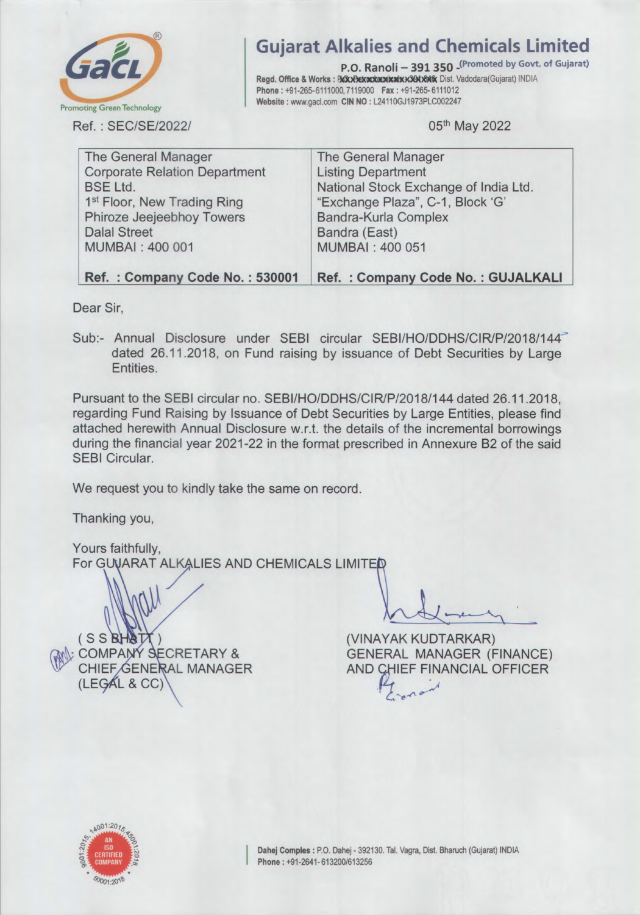# Gujarat Alkalies and Chemicals Limited

**P.O. Ranoli – 391 350** (Promoted by Govt. of Gujarat)
**Regd. Office & Works :** P.O. Ranoli – 391 350 Dist. Vadodara(Gujarat) INDIA
**Phone :** +91-265-6111000, 7119000 **Fax :** +91-265- 6111012
**Website :** www.gacl.com **CIN NO :** L24110GJ1973PLC002247

Promoting Green Technology

Ref. : SEC/SE/2022/ 05th May 2022

| The General Manager<br>Corporate Relation Department<br>BSE Ltd.<br>1st Floor, New Trading Ring<br>Phiroze Jeejeebhoy Towers<br>Dalal Street<br>MUMBAI : 400 001 | The General Manager<br>Listing Department<br>National Stock Exchange of India Ltd.<br>"Exchange Plaza", C-1, Block 'G'<br>Bandra-Kurla Complex<br>Bandra (East)<br>MUMBAI : 400 051 |
|---|---|
| **Ref. : Company Code No. : 530001** | **Ref. : Company Code No. : GUJALKALI** |

Dear Sir,

Sub:- Annual Disclosure under SEBI circular SEBI/HO/DDHS/CIR/P/2018/144 dated 26.11.2018, on Fund raising by issuance of Debt Securities by Large Entities.

Pursuant to the SEBI circular no. SEBI/HO/DDHS/CIR/P/2018/144 dated 26.11.2018, regarding Fund Raising by Issuance of Debt Securities by Large Entities, please find attached herewith Annual Disclosure w.r.t. the details of the incremental borrowings during the financial year 2021-22 in the format prescribed in Annexure B2 of the said SEBI Circular.

We request you to kindly take the same on record.

Thanking you,

Yours faithfully,
For GUJARAT ALKALIES AND CHEMICALS LIMITED

( S S BHATT )
COMPANY SECRETARY &
CHIEF GENERAL MANAGER
(LEGAL & CC)

(VINAYAK KUDTARKAR)
GENERAL MANAGER (FINANCE)
AND CHIEF FINANCIAL OFFICER

AN ISO CERTIFIED COMPANY

**Dahej Complex :** P.O. Dahej - 392130. Tal. Vagra, Dist. Bharuch (Gujarat) INDIA
**Phone :** +91-2641- 613200/613256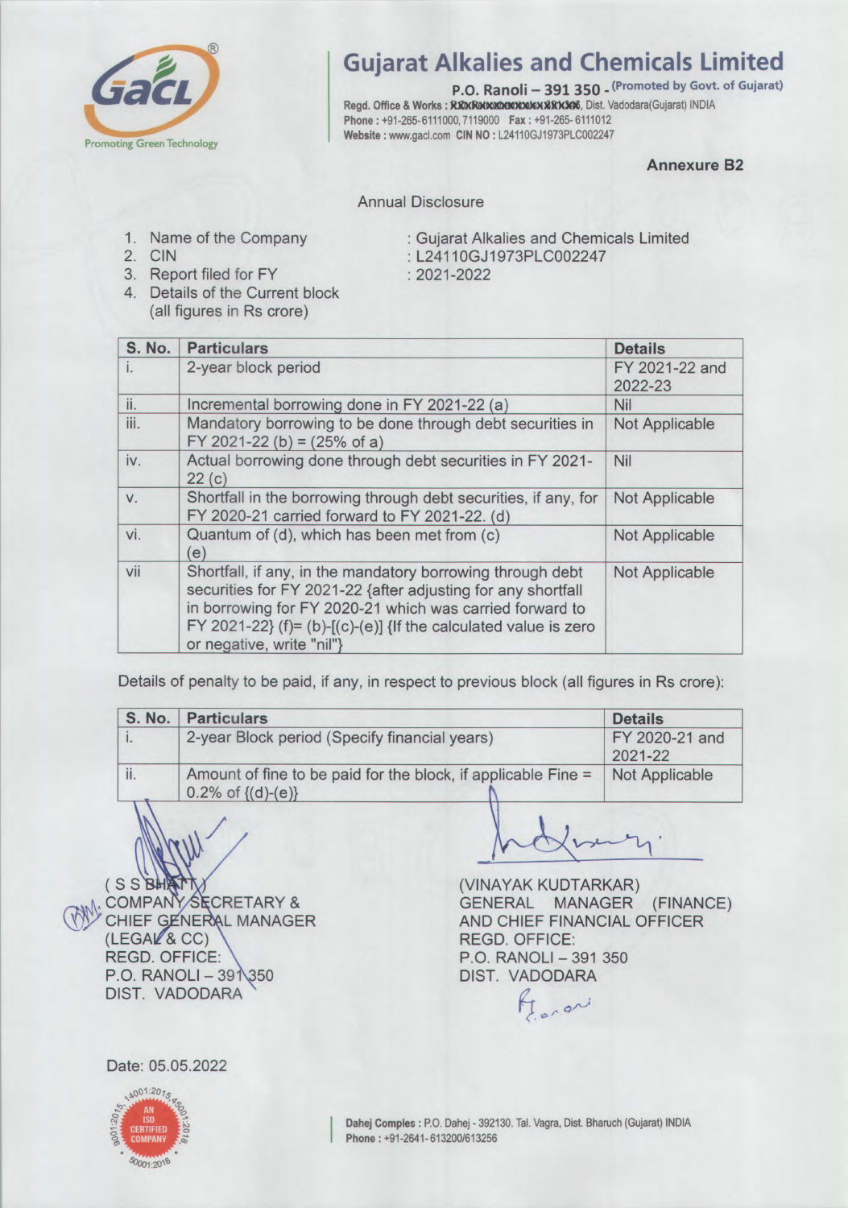# Gujarat Alkalies and Chemicals Limited

**P.O. Ranoli – 391 350 -** (Promoted by Govt. of Gujarat)

Regd. Office & Works : XXXXXXXXXXXXXXXXXX, Dist. Vadodara(Gujarat) INDIA
Phone : +91-265-6111000, 7119000 Fax : +91-265- 6111012
Website : www.gacl.com CIN NO : L24110GJ1973PLC002247

**Annexure B2**

Annual Disclosure

1. Name of the Company : Gujarat Alkalies and Chemicals Limited
2. CIN : L24110GJ1973PLC002247
3. Report filed for FY : 2021-2022
4. Details of the Current block (all figures in Rs crore)

| S. No. | Particulars | Details |
|---|---|---|
| i. | 2-year block period | FY 2021-22 and 2022-23 |
| ii. | Incremental borrowing done in FY 2021-22 (a) | Nil |
| iii. | Mandatory borrowing to be done through debt securities in FY 2021-22 (b) = (25% of a) | Not Applicable |
| iv. | Actual borrowing done through debt securities in FY 2021-22 (c) | Nil |
| v. | Shortfall in the borrowing through debt securities, if any, for FY 2020-21 carried forward to FY 2021-22. (d) | Not Applicable |
| vi. | Quantum of (d), which has been met from (c) (e) | Not Applicable |
| vii | Shortfall, if any, in the mandatory borrowing through debt securities for FY 2021-22 {after adjusting for any shortfall in borrowing for FY 2020-21 which was carried forward to FY 2021-22} (f)= (b)-[(c)-(e)] {If the calculated value is zero or negative, write "nil"} | Not Applicable |

Details of penalty to be paid, if any, in respect to previous block (all figures in Rs crore):

| S. No. | Particulars | Details |
|---|---|---|
| i. | 2-year Block period (Specify financial years) | FY 2020-21 and 2021-22 |
| ii. | Amount of fine to be paid for the block, if applicable Fine = 0.2% of {(d)-(e)} | Not Applicable |

( S S BHATT )
COMPANY SECRETARY &
CHIEF GENERAL MANAGER
(LEGAL & CC)
REGD. OFFICE:
P.O. RANOLI – 391 350
DIST. VADODARA

(VINAYAK KUDTARKAR)
GENERAL MANAGER (FINANCE)
AND CHIEF FINANCIAL OFFICER
REGD. OFFICE:
P.O. RANOLI – 391 350
DIST. VADODARA

Date: 05.05.2022

Dahej Comples : P.O. Dahej - 392130. Tal. Vagra, Dist. Bharuch (Gujarat) INDIA
Phone : +91-2641- 613200/613256